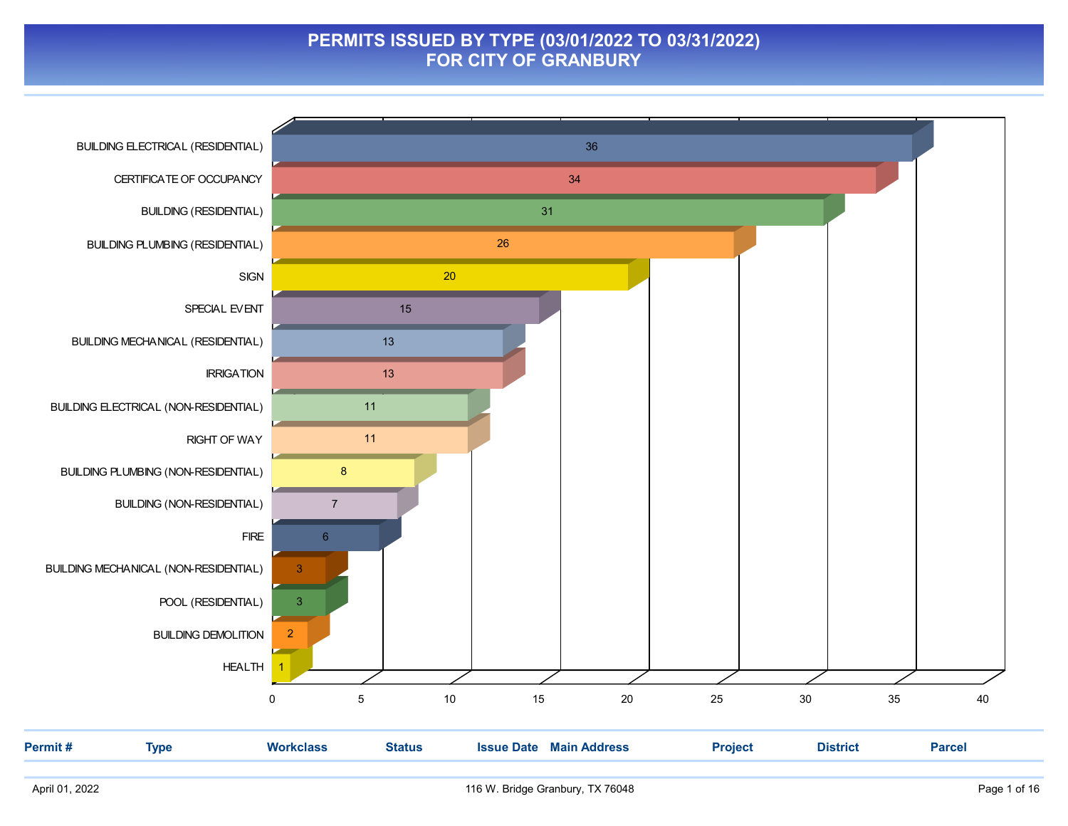# PERMITS ISSUED BY TYPE (03/01/2022 TO 03/31/2022)
## FOR CITY OF GRANBURY

| Type | Count |
|---|---|
| BUILDING ELECTRICAL (RESIDENTIAL) | 36 |
| CERTIFICATE OF OCCUPANCY | 34 |
| BUILDING (RESIDENTIAL) | 31 |
| BUILDING PLUMBING (RESIDENTIAL) | 26 |
| SIGN | 20 |
| SPECIAL EVENT | 15 |
| BUILDING MECHANICAL (RESIDENTIAL) | 13 |
| IRRIGATION | 13 |
| BUILDING ELECTRICAL (NON-RESIDENTIAL) | 11 |
| RIGHT OF WAY | 11 |
| BUILDING PLUMBING (NON-RESIDENTIAL) | 8 |
| BUILDING (NON-RESIDENTIAL) | 7 |
| FIRE | 6 |
| BUILDING MECHANICAL (NON-RESIDENTIAL) | 3 |
| POOL (RESIDENTIAL) | 3 |
| BUILDING DEMOLITION | 2 |
| HEALTH | 1 |

| Permit # | Type | Workclass | Status | Issue Date | Main Address | Project | District | Parcel |
|---|---|---|---|---|---|---|---|---|

April 01, 2022 — 116 W. Bridge Granbury, TX 76048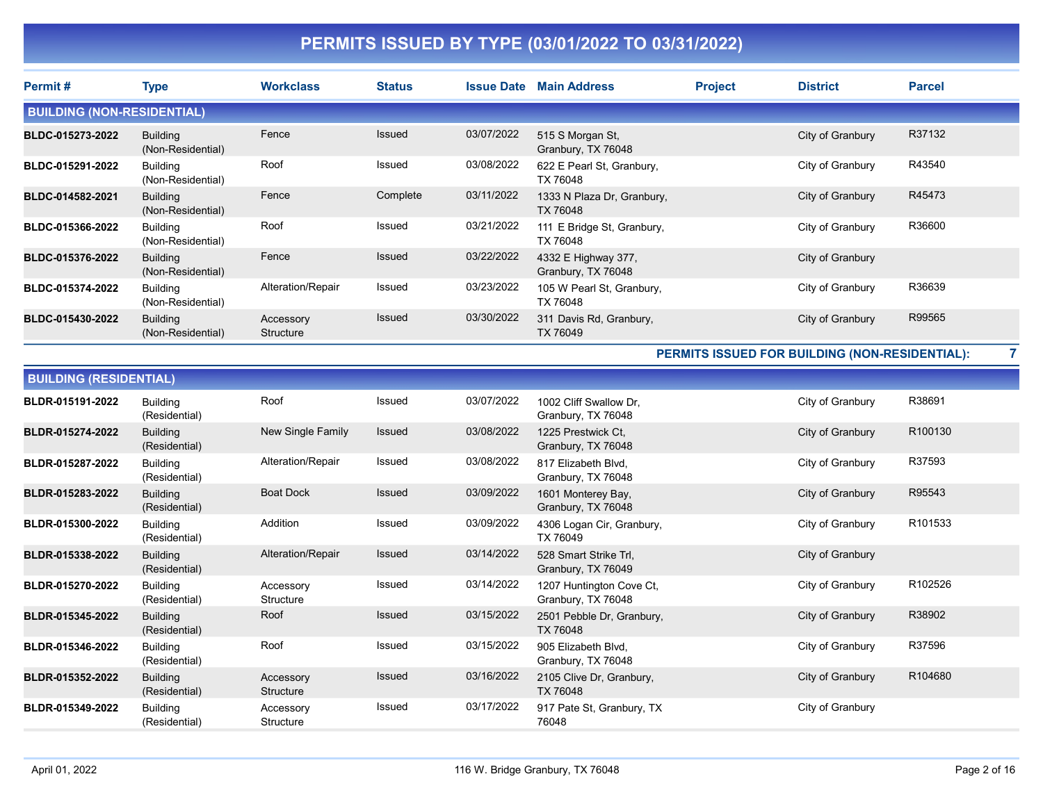# PERMITS ISSUED BY TYPE (03/01/2022 TO 03/31/2022)

| Permit # | Type | Workclass | Status | Issue Date | Main Address | Project | District | Parcel |
|---|---|---|---|---|---|---|---|---|
| **BUILDING (NON-RESIDENTIAL)** | | | | | | | | |
| **BLDC-015273-2022** | Building (Non-Residential) | Fence | Issued | 03/07/2022 | 515 S Morgan St, Granbury, TX 76048 | | City of Granbury | R37132 |
| **BLDC-015291-2022** | Building (Non-Residential) | Roof | Issued | 03/08/2022 | 622 E Pearl St, Granbury, TX 76048 | | City of Granbury | R43540 |
| **BLDC-014582-2021** | Building (Non-Residential) | Fence | Complete | 03/11/2022 | 1333 N Plaza Dr, Granbury, TX 76048 | | City of Granbury | R45473 |
| **BLDC-015366-2022** | Building (Non-Residential) | Roof | Issued | 03/21/2022 | 111 E Bridge St, Granbury, TX 76048 | | City of Granbury | R36600 |
| **BLDC-015376-2022** | Building (Non-Residential) | Fence | Issued | 03/22/2022 | 4332 E Highway 377, Granbury, TX 76048 | | City of Granbury | |
| **BLDC-015374-2022** | Building (Non-Residential) | Alteration/Repair | Issued | 03/23/2022 | 105 W Pearl St, Granbury, TX 76048 | | City of Granbury | R36639 |
| **BLDC-015430-2022** | Building (Non-Residential) | Accessory Structure | Issued | 03/30/2022 | 311 Davis Rd, Granbury, TX 76049 | | City of Granbury | R99565 |
| | | | | | | | **PERMITS ISSUED FOR BUILDING (NON-RESIDENTIAL):** | **7** |
| **BUILDING (RESIDENTIAL)** | | | | | | | | |
| **BLDR-015191-2022** | Building (Residential) | Roof | Issued | 03/07/2022 | 1002 Cliff Swallow Dr, Granbury, TX 76048 | | City of Granbury | R38691 |
| **BLDR-015274-2022** | Building (Residential) | New Single Family | Issued | 03/08/2022 | 1225 Prestwick Ct, Granbury, TX 76048 | | City of Granbury | R100130 |
| **BLDR-015287-2022** | Building (Residential) | Alteration/Repair | Issued | 03/08/2022 | 817 Elizabeth Blvd, Granbury, TX 76048 | | City of Granbury | R37593 |
| **BLDR-015283-2022** | Building (Residential) | Boat Dock | Issued | 03/09/2022 | 1601 Monterey Bay, Granbury, TX 76048 | | City of Granbury | R95543 |
| **BLDR-015300-2022** | Building (Residential) | Addition | Issued | 03/09/2022 | 4306 Logan Cir, Granbury, TX 76049 | | City of Granbury | R101533 |
| **BLDR-015338-2022** | Building (Residential) | Alteration/Repair | Issued | 03/14/2022 | 528 Smart Strike Trl, Granbury, TX 76049 | | City of Granbury | |
| **BLDR-015270-2022** | Building (Residential) | Accessory Structure | Issued | 03/14/2022 | 1207 Huntington Cove Ct, Granbury, TX 76048 | | City of Granbury | R102526 |
| **BLDR-015345-2022** | Building (Residential) | Roof | Issued | 03/15/2022 | 2501 Pebble Dr, Granbury, TX 76048 | | City of Granbury | R38902 |
| **BLDR-015346-2022** | Building (Residential) | Roof | Issued | 03/15/2022 | 905 Elizabeth Blvd, Granbury, TX 76048 | | City of Granbury | R37596 |
| **BLDR-015352-2022** | Building (Residential) | Accessory Structure | Issued | 03/16/2022 | 2105 Clive Dr, Granbury, TX 76048 | | City of Granbury | R104680 |
| **BLDR-015349-2022** | Building (Residential) | Accessory Structure | Issued | 03/17/2022 | 917 Pate St, Granbury, TX 76048 | | City of Granbury | |

April 01, 2022 — 116 W. Bridge Granbury, TX 76048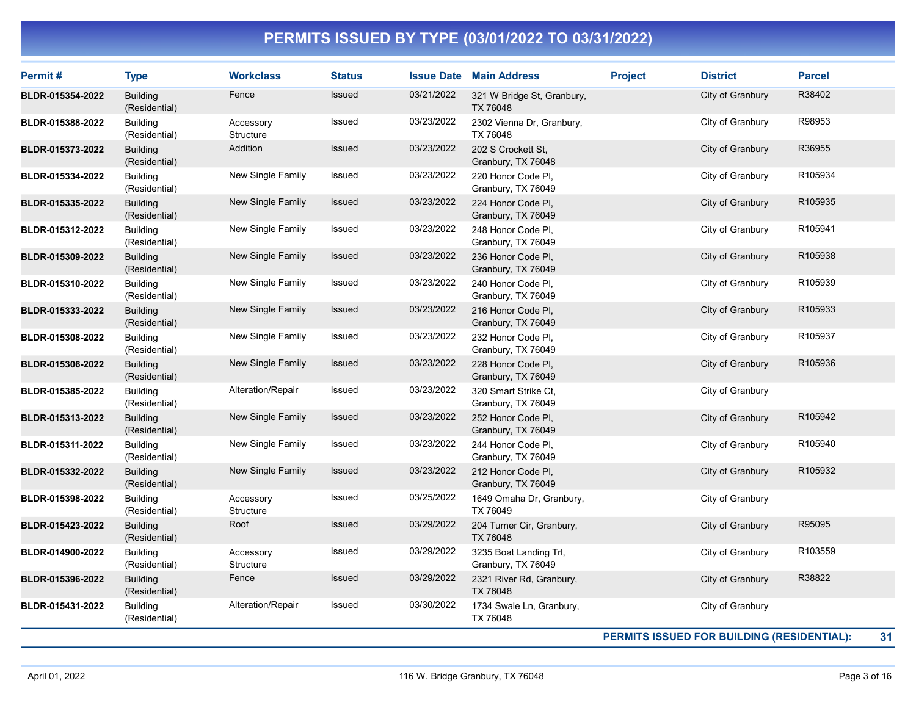# PERMITS ISSUED BY TYPE (03/01/2022 TO 03/31/2022)

| Permit # | Type | Workclass | Status | Issue Date | Main Address | Project | District | Parcel |
|---|---|---|---|---|---|---|---|---|
| BLDR-015354-2022 | Building (Residential) | Fence | Issued | 03/21/2022 | 321 W Bridge St, Granbury, TX 76048 | | City of Granbury | R38402 |
| BLDR-015388-2022 | Building (Residential) | Accessory Structure | Issued | 03/23/2022 | 2302 Vienna Dr, Granbury, TX 76048 | | City of Granbury | R98953 |
| BLDR-015373-2022 | Building (Residential) | Addition | Issued | 03/23/2022 | 202 S Crockett St, Granbury, TX 76048 | | City of Granbury | R36955 |
| BLDR-015334-2022 | Building (Residential) | New Single Family | Issued | 03/23/2022 | 220 Honor Code Pl, Granbury, TX 76049 | | City of Granbury | R105934 |
| BLDR-015335-2022 | Building (Residential) | New Single Family | Issued | 03/23/2022 | 224 Honor Code Pl, Granbury, TX 76049 | | City of Granbury | R105935 |
| BLDR-015312-2022 | Building (Residential) | New Single Family | Issued | 03/23/2022 | 248 Honor Code Pl, Granbury, TX 76049 | | City of Granbury | R105941 |
| BLDR-015309-2022 | Building (Residential) | New Single Family | Issued | 03/23/2022 | 236 Honor Code Pl, Granbury, TX 76049 | | City of Granbury | R105938 |
| BLDR-015310-2022 | Building (Residential) | New Single Family | Issued | 03/23/2022 | 240 Honor Code Pl, Granbury, TX 76049 | | City of Granbury | R105939 |
| BLDR-015333-2022 | Building (Residential) | New Single Family | Issued | 03/23/2022 | 216 Honor Code Pl, Granbury, TX 76049 | | City of Granbury | R105933 |
| BLDR-015308-2022 | Building (Residential) | New Single Family | Issued | 03/23/2022 | 232 Honor Code Pl, Granbury, TX 76049 | | City of Granbury | R105937 |
| BLDR-015306-2022 | Building (Residential) | New Single Family | Issued | 03/23/2022 | 228 Honor Code Pl, Granbury, TX 76049 | | City of Granbury | R105936 |
| BLDR-015385-2022 | Building (Residential) | Alteration/Repair | Issued | 03/23/2022 | 320 Smart Strike Ct, Granbury, TX 76049 | | City of Granbury | |
| BLDR-015313-2022 | Building (Residential) | New Single Family | Issued | 03/23/2022 | 252 Honor Code Pl, Granbury, TX 76049 | | City of Granbury | R105942 |
| BLDR-015311-2022 | Building (Residential) | New Single Family | Issued | 03/23/2022 | 244 Honor Code Pl, Granbury, TX 76049 | | City of Granbury | R105940 |
| BLDR-015332-2022 | Building (Residential) | New Single Family | Issued | 03/23/2022 | 212 Honor Code Pl, Granbury, TX 76049 | | City of Granbury | R105932 |
| BLDR-015398-2022 | Building (Residential) | Accessory Structure | Issued | 03/25/2022 | 1649 Omaha Dr, Granbury, TX 76049 | | City of Granbury | |
| BLDR-015423-2022 | Building (Residential) | Roof | Issued | 03/29/2022 | 204 Turner Cir, Granbury, TX 76048 | | City of Granbury | R95095 |
| BLDR-014900-2022 | Building (Residential) | Accessory Structure | Issued | 03/29/2022 | 3235 Boat Landing Trl, Granbury, TX 76049 | | City of Granbury | R103559 |
| BLDR-015396-2022 | Building (Residential) | Fence | Issued | 03/29/2022 | 2321 River Rd, Granbury, TX 76048 | | City of Granbury | R38822 |
| BLDR-015431-2022 | Building (Residential) | Alteration/Repair | Issued | 03/30/2022 | 1734 Swale Ln, Granbury, TX 76048 | | City of Granbury | |

**PERMITS ISSUED FOR BUILDING (RESIDENTIAL): 31**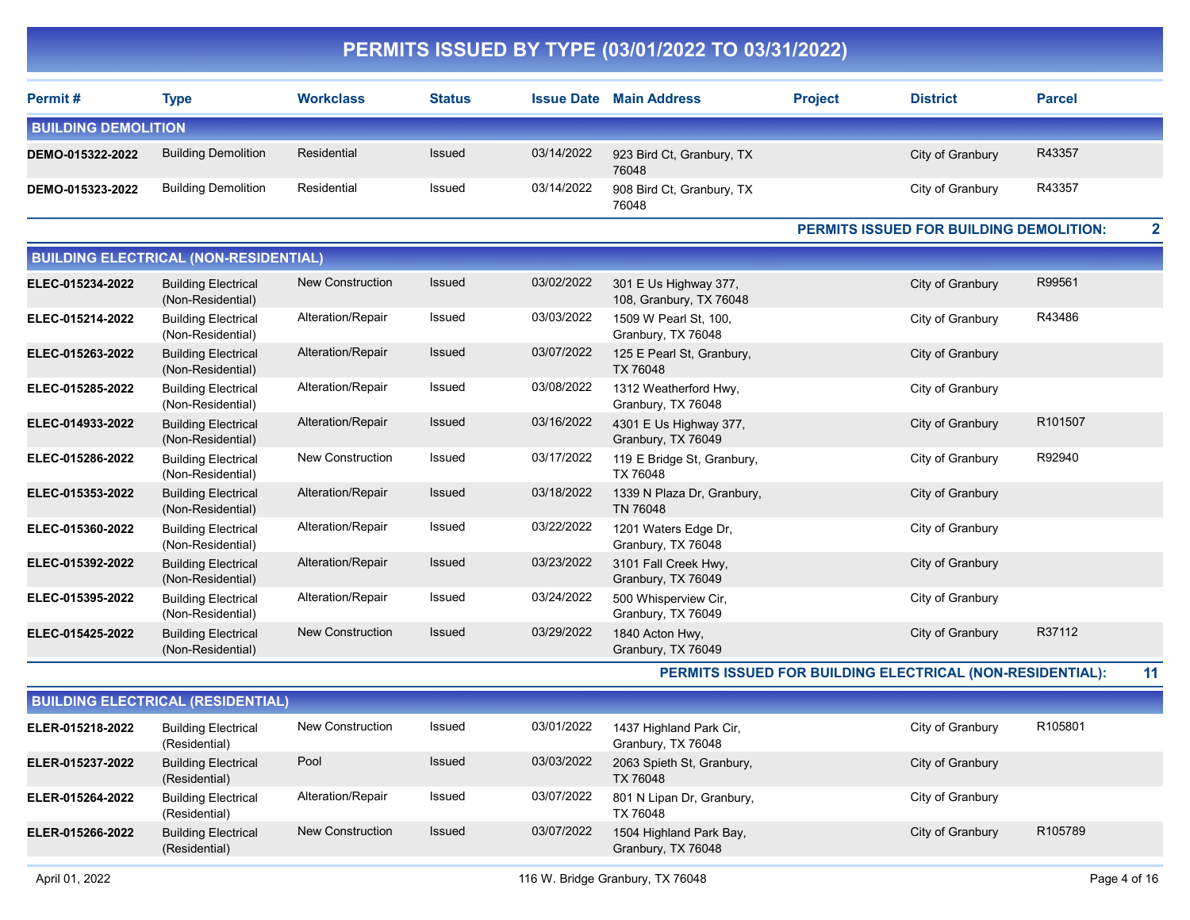# PERMITS ISSUED BY TYPE (03/01/2022 TO 03/31/2022)

| Permit # | Type | Workclass | Status | Issue Date | Main Address | Project | District | Parcel |
|---|---|---|---|---|---|---|---|---|
| **BUILDING DEMOLITION** | | | | | | | | |
| **DEMO-015322-2022** | Building Demolition | Residential | Issued | 03/14/2022 | 923 Bird Ct, Granbury, TX 76048 | | City of Granbury | R43357 |
| **DEMO-015323-2022** | Building Demolition | Residential | Issued | 03/14/2022 | 908 Bird Ct, Granbury, TX 76048 | | City of Granbury | R43357 |
| | | | | | | | **PERMITS ISSUED FOR BUILDING DEMOLITION:** | **2** |
| **BUILDING ELECTRICAL (NON-RESIDENTIAL)** | | | | | | | | |
| **ELEC-015234-2022** | Building Electrical (Non-Residential) | New Construction | Issued | 03/02/2022 | 301 E Us Highway 377, 108, Granbury, TX 76048 | | City of Granbury | R99561 |
| **ELEC-015214-2022** | Building Electrical (Non-Residential) | Alteration/Repair | Issued | 03/03/2022 | 1509 W Pearl St, 100, Granbury, TX 76048 | | City of Granbury | R43486 |
| **ELEC-015263-2022** | Building Electrical (Non-Residential) | Alteration/Repair | Issued | 03/07/2022 | 125 E Pearl St, Granbury, TX 76048 | | City of Granbury | |
| **ELEC-015285-2022** | Building Electrical (Non-Residential) | Alteration/Repair | Issued | 03/08/2022 | 1312 Weatherford Hwy, Granbury, TX 76048 | | City of Granbury | |
| **ELEC-014933-2022** | Building Electrical (Non-Residential) | Alteration/Repair | Issued | 03/16/2022 | 4301 E Us Highway 377, Granbury, TX 76049 | | City of Granbury | R101507 |
| **ELEC-015286-2022** | Building Electrical (Non-Residential) | New Construction | Issued | 03/17/2022 | 119 E Bridge St, Granbury, TX 76048 | | City of Granbury | R92940 |
| **ELEC-015353-2022** | Building Electrical (Non-Residential) | Alteration/Repair | Issued | 03/18/2022 | 1339 N Plaza Dr, Granbury, TN 76048 | | City of Granbury | |
| **ELEC-015360-2022** | Building Electrical (Non-Residential) | Alteration/Repair | Issued | 03/22/2022 | 1201 Waters Edge Dr, Granbury, TX 76048 | | City of Granbury | |
| **ELEC-015392-2022** | Building Electrical (Non-Residential) | Alteration/Repair | Issued | 03/23/2022 | 3101 Fall Creek Hwy, Granbury, TX 76049 | | City of Granbury | |
| **ELEC-015395-2022** | Building Electrical (Non-Residential) | Alteration/Repair | Issued | 03/24/2022 | 500 Whisperview Cir, Granbury, TX 76049 | | City of Granbury | |
| **ELEC-015425-2022** | Building Electrical (Non-Residential) | New Construction | Issued | 03/29/2022 | 1840 Acton Hwy, Granbury, TX 76049 | | City of Granbury | R37112 |
| | | | | | | | **PERMITS ISSUED FOR BUILDING ELECTRICAL (NON-RESIDENTIAL):** | **11** |
| **BUILDING ELECTRICAL (RESIDENTIAL)** | | | | | | | | |
| **ELER-015218-2022** | Building Electrical (Residential) | New Construction | Issued | 03/01/2022 | 1437 Highland Park Cir, Granbury, TX 76048 | | City of Granbury | R105801 |
| **ELER-015237-2022** | Building Electrical (Residential) | Pool | Issued | 03/03/2022 | 2063 Spieth St, Granbury, TX 76048 | | City of Granbury | |
| **ELER-015264-2022** | Building Electrical (Residential) | Alteration/Repair | Issued | 03/07/2022 | 801 N Lipan Dr, Granbury, TX 76048 | | City of Granbury | |
| **ELER-015266-2022** | Building Electrical (Residential) | New Construction | Issued | 03/07/2022 | 1504 Highland Park Bay, Granbury, TX 76048 | | City of Granbury | R105789 |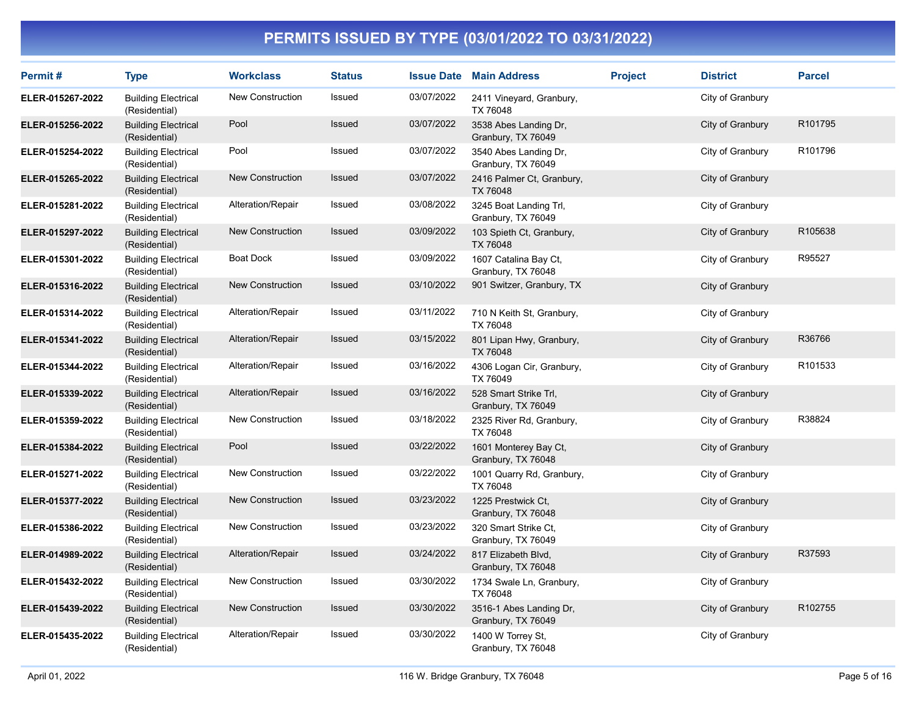# PERMITS ISSUED BY TYPE (03/01/2022 TO 03/31/2022)

| Permit # | Type | Workclass | Status | Issue Date | Main Address | Project | District | Parcel |
|---|---|---|---|---|---|---|---|---|
| ELER-015267-2022 | Building Electrical (Residential) | New Construction | Issued | 03/07/2022 | 2411 Vineyard, Granbury, TX 76048 | | City of Granbury | |
| ELER-015256-2022 | Building Electrical (Residential) | Pool | Issued | 03/07/2022 | 3538 Abes Landing Dr, Granbury, TX 76049 | | City of Granbury | R101795 |
| ELER-015254-2022 | Building Electrical (Residential) | Pool | Issued | 03/07/2022 | 3540 Abes Landing Dr, Granbury, TX 76049 | | City of Granbury | R101796 |
| ELER-015265-2022 | Building Electrical (Residential) | New Construction | Issued | 03/07/2022 | 2416 Palmer Ct, Granbury, TX 76048 | | City of Granbury | |
| ELER-015281-2022 | Building Electrical (Residential) | Alteration/Repair | Issued | 03/08/2022 | 3245 Boat Landing Trl, Granbury, TX 76049 | | City of Granbury | |
| ELER-015297-2022 | Building Electrical (Residential) | New Construction | Issued | 03/09/2022 | 103 Spieth Ct, Granbury, TX 76048 | | City of Granbury | R105638 |
| ELER-015301-2022 | Building Electrical (Residential) | Boat Dock | Issued | 03/09/2022 | 1607 Catalina Bay Ct, Granbury, TX 76048 | | City of Granbury | R95527 |
| ELER-015316-2022 | Building Electrical (Residential) | New Construction | Issued | 03/10/2022 | 901 Switzer, Granbury, TX | | City of Granbury | |
| ELER-015314-2022 | Building Electrical (Residential) | Alteration/Repair | Issued | 03/11/2022 | 710 N Keith St, Granbury, TX 76048 | | City of Granbury | |
| ELER-015341-2022 | Building Electrical (Residential) | Alteration/Repair | Issued | 03/15/2022 | 801 Lipan Hwy, Granbury, TX 76048 | | City of Granbury | R36766 |
| ELER-015344-2022 | Building Electrical (Residential) | Alteration/Repair | Issued | 03/16/2022 | 4306 Logan Cir, Granbury, TX 76049 | | City of Granbury | R101533 |
| ELER-015339-2022 | Building Electrical (Residential) | Alteration/Repair | Issued | 03/16/2022 | 528 Smart Strike Trl, Granbury, TX 76049 | | City of Granbury | |
| ELER-015359-2022 | Building Electrical (Residential) | New Construction | Issued | 03/18/2022 | 2325 River Rd, Granbury, TX 76048 | | City of Granbury | R38824 |
| ELER-015384-2022 | Building Electrical (Residential) | Pool | Issued | 03/22/2022 | 1601 Monterey Bay Ct, Granbury, TX 76048 | | City of Granbury | |
| ELER-015271-2022 | Building Electrical (Residential) | New Construction | Issued | 03/22/2022 | 1001 Quarry Rd, Granbury, TX 76048 | | City of Granbury | |
| ELER-015377-2022 | Building Electrical (Residential) | New Construction | Issued | 03/23/2022 | 1225 Prestwick Ct, Granbury, TX 76048 | | City of Granbury | |
| ELER-015386-2022 | Building Electrical (Residential) | New Construction | Issued | 03/23/2022 | 320 Smart Strike Ct, Granbury, TX 76049 | | City of Granbury | |
| ELER-014989-2022 | Building Electrical (Residential) | Alteration/Repair | Issued | 03/24/2022 | 817 Elizabeth Blvd, Granbury, TX 76048 | | City of Granbury | R37593 |
| ELER-015432-2022 | Building Electrical (Residential) | New Construction | Issued | 03/30/2022 | 1734 Swale Ln, Granbury, TX 76048 | | City of Granbury | |
| ELER-015439-2022 | Building Electrical (Residential) | New Construction | Issued | 03/30/2022 | 3516-1 Abes Landing Dr, Granbury, TX 76049 | | City of Granbury | R102755 |
| ELER-015435-2022 | Building Electrical (Residential) | Alteration/Repair | Issued | 03/30/2022 | 1400 W Torrey St, Granbury, TX 76048 | | City of Granbury | |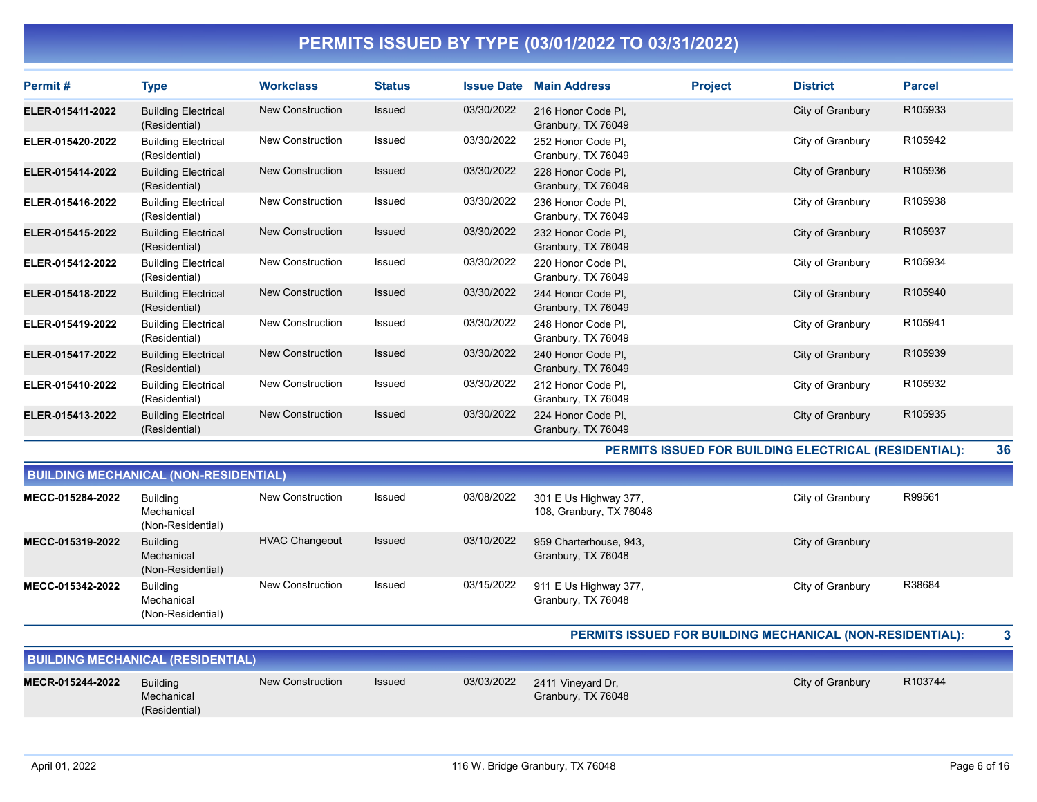# PERMITS ISSUED BY TYPE (03/01/2022 TO 03/31/2022)

| Permit # | Type | Workclass | Status | Issue Date | Main Address | Project | District | Parcel |
|---|---|---|---|---|---|---|---|---|
| ELER-015411-2022 | Building Electrical (Residential) | New Construction | Issued | 03/30/2022 | 216 Honor Code Pl, Granbury, TX 76049 | | City of Granbury | R105933 |
| ELER-015420-2022 | Building Electrical (Residential) | New Construction | Issued | 03/30/2022 | 252 Honor Code Pl, Granbury, TX 76049 | | City of Granbury | R105942 |
| ELER-015414-2022 | Building Electrical (Residential) | New Construction | Issued | 03/30/2022 | 228 Honor Code Pl, Granbury, TX 76049 | | City of Granbury | R105936 |
| ELER-015416-2022 | Building Electrical (Residential) | New Construction | Issued | 03/30/2022 | 236 Honor Code Pl, Granbury, TX 76049 | | City of Granbury | R105938 |
| ELER-015415-2022 | Building Electrical (Residential) | New Construction | Issued | 03/30/2022 | 232 Honor Code Pl, Granbury, TX 76049 | | City of Granbury | R105937 |
| ELER-015412-2022 | Building Electrical (Residential) | New Construction | Issued | 03/30/2022 | 220 Honor Code Pl, Granbury, TX 76049 | | City of Granbury | R105934 |
| ELER-015418-2022 | Building Electrical (Residential) | New Construction | Issued | 03/30/2022 | 244 Honor Code Pl, Granbury, TX 76049 | | City of Granbury | R105940 |
| ELER-015419-2022 | Building Electrical (Residential) | New Construction | Issued | 03/30/2022 | 248 Honor Code Pl, Granbury, TX 76049 | | City of Granbury | R105941 |
| ELER-015417-2022 | Building Electrical (Residential) | New Construction | Issued | 03/30/2022 | 240 Honor Code Pl, Granbury, TX 76049 | | City of Granbury | R105939 |
| ELER-015410-2022 | Building Electrical (Residential) | New Construction | Issued | 03/30/2022 | 212 Honor Code Pl, Granbury, TX 76049 | | City of Granbury | R105932 |
| ELER-015413-2022 | Building Electrical (Residential) | New Construction | Issued | 03/30/2022 | 224 Honor Code Pl, Granbury, TX 76049 | | City of Granbury | R105935 |

**PERMITS ISSUED FOR BUILDING ELECTRICAL (RESIDENTIAL): 36**

## BUILDING MECHANICAL (NON-RESIDENTIAL)

| Permit # | Type | Workclass | Status | Issue Date | Main Address | Project | District | Parcel |
|---|---|---|---|---|---|---|---|---|
| MECC-015284-2022 | Building Mechanical (Non-Residential) | New Construction | Issued | 03/08/2022 | 301 E Us Highway 377, 108, Granbury, TX 76048 | | City of Granbury | R99561 |
| MECC-015319-2022 | Building Mechanical (Non-Residential) | HVAC Changeout | Issued | 03/10/2022 | 959 Charterhouse, 943, Granbury, TX 76048 | | City of Granbury | |
| MECC-015342-2022 | Building Mechanical (Non-Residential) | New Construction | Issued | 03/15/2022 | 911 E Us Highway 377, Granbury, TX 76048 | | City of Granbury | R38684 |

**PERMITS ISSUED FOR BUILDING MECHANICAL (NON-RESIDENTIAL): 3**

## BUILDING MECHANICAL (RESIDENTIAL)

| Permit # | Type | Workclass | Status | Issue Date | Main Address | Project | District | Parcel |
|---|---|---|---|---|---|---|---|---|
| MECR-015244-2022 | Building Mechanical (Residential) | New Construction | Issued | 03/03/2022 | 2411 Vineyard Dr, Granbury, TX 76048 | | City of Granbury | R103744 |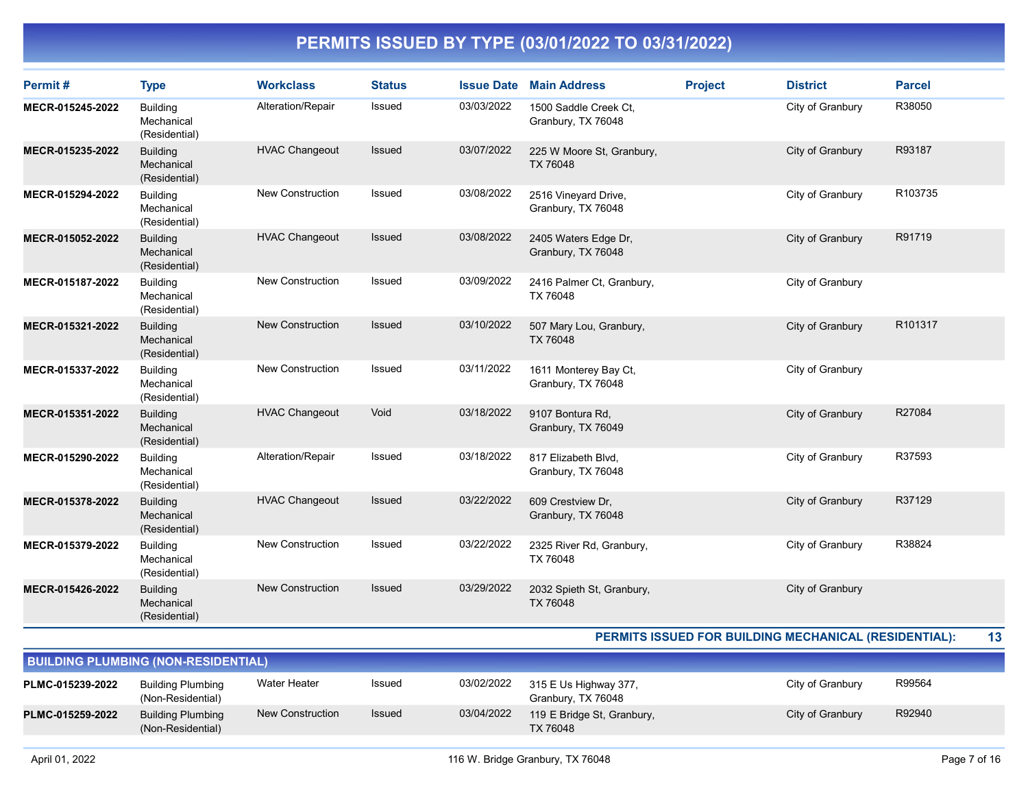# PERMITS ISSUED BY TYPE (03/01/2022 TO 03/31/2022)

| Permit # | Type | Workclass | Status | Issue Date | Main Address | Project | District | Parcel |
|---|---|---|---|---|---|---|---|---|
| **MECR-015245-2022** | Building Mechanical (Residential) | Alteration/Repair | Issued | 03/03/2022 | 1500 Saddle Creek Ct, Granbury, TX 76048 | | City of Granbury | R38050 |
| **MECR-015235-2022** | Building Mechanical (Residential) | HVAC Changeout | Issued | 03/07/2022 | 225 W Moore St, Granbury, TX 76048 | | City of Granbury | R93187 |
| **MECR-015294-2022** | Building Mechanical (Residential) | New Construction | Issued | 03/08/2022 | 2516 Vineyard Drive, Granbury, TX 76048 | | City of Granbury | R103735 |
| **MECR-015052-2022** | Building Mechanical (Residential) | HVAC Changeout | Issued | 03/08/2022 | 2405 Waters Edge Dr, Granbury, TX 76048 | | City of Granbury | R91719 |
| **MECR-015187-2022** | Building Mechanical (Residential) | New Construction | Issued | 03/09/2022 | 2416 Palmer Ct, Granbury, TX 76048 | | City of Granbury | |
| **MECR-015321-2022** | Building Mechanical (Residential) | New Construction | Issued | 03/10/2022 | 507 Mary Lou, Granbury, TX 76048 | | City of Granbury | R101317 |
| **MECR-015337-2022** | Building Mechanical (Residential) | New Construction | Issued | 03/11/2022 | 1611 Monterey Bay Ct, Granbury, TX 76048 | | City of Granbury | |
| **MECR-015351-2022** | Building Mechanical (Residential) | HVAC Changeout | Void | 03/18/2022 | 9107 Bontura Rd, Granbury, TX 76049 | | City of Granbury | R27084 |
| **MECR-015290-2022** | Building Mechanical (Residential) | Alteration/Repair | Issued | 03/18/2022 | 817 Elizabeth Blvd, Granbury, TX 76048 | | City of Granbury | R37593 |
| **MECR-015378-2022** | Building Mechanical (Residential) | HVAC Changeout | Issued | 03/22/2022 | 609 Crestview Dr, Granbury, TX 76048 | | City of Granbury | R37129 |
| **MECR-015379-2022** | Building Mechanical (Residential) | New Construction | Issued | 03/22/2022 | 2325 River Rd, Granbury, TX 76048 | | City of Granbury | R38824 |
| **MECR-015426-2022** | Building Mechanical (Residential) | New Construction | Issued | 03/29/2022 | 2032 Spieth St, Granbury, TX 76048 | | City of Granbury | |

**PERMITS ISSUED FOR BUILDING MECHANICAL (RESIDENTIAL): 13**

## BUILDING PLUMBING (NON-RESIDENTIAL)

| Permit # | Type | Workclass | Status | Issue Date | Main Address | Project | District | Parcel |
|---|---|---|---|---|---|---|---|---|
| **PLMC-015239-2022** | Building Plumbing (Non-Residential) | Water Heater | Issued | 03/02/2022 | 315 E Us Highway 377, Granbury, TX 76048 | | City of Granbury | R99564 |
| **PLMC-015259-2022** | Building Plumbing (Non-Residential) | New Construction | Issued | 03/04/2022 | 119 E Bridge St, Granbury, TX 76048 | | City of Granbury | R92940 |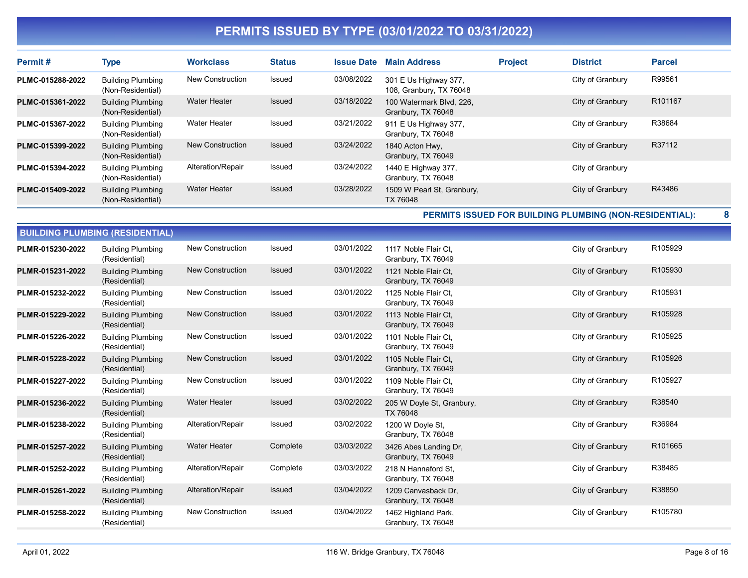# PERMITS ISSUED BY TYPE (03/01/2022 TO 03/31/2022)

| Permit # | Type | Workclass | Status | Issue Date | Main Address | Project | District | Parcel |
|---|---|---|---|---|---|---|---|---|
| PLMC-015288-2022 | Building Plumbing (Non-Residential) | New Construction | Issued | 03/08/2022 | 301 E Us Highway 377, 108, Granbury, TX 76048 | | City of Granbury | R99561 |
| PLMC-015361-2022 | Building Plumbing (Non-Residential) | Water Heater | Issued | 03/18/2022 | 100 Watermark Blvd, 226, Granbury, TX 76048 | | City of Granbury | R101167 |
| PLMC-015367-2022 | Building Plumbing (Non-Residential) | Water Heater | Issued | 03/21/2022 | 911 E Us Highway 377, Granbury, TX 76048 | | City of Granbury | R38684 |
| PLMC-015399-2022 | Building Plumbing (Non-Residential) | New Construction | Issued | 03/24/2022 | 1840 Acton Hwy, Granbury, TX 76049 | | City of Granbury | R37112 |
| PLMC-015394-2022 | Building Plumbing (Non-Residential) | Alteration/Repair | Issued | 03/24/2022 | 1440 E Highway 377, Granbury, TX 76048 | | City of Granbury | |
| PLMC-015409-2022 | Building Plumbing (Non-Residential) | Water Heater | Issued | 03/28/2022 | 1509 W Pearl St, Granbury, TX 76048 | | City of Granbury | R43486 |

**PERMITS ISSUED FOR BUILDING PLUMBING (NON-RESIDENTIAL): 8**

## BUILDING PLUMBING (RESIDENTIAL)

| Permit # | Type | Workclass | Status | Issue Date | Main Address | Project | District | Parcel |
|---|---|---|---|---|---|---|---|---|
| PLMR-015230-2022 | Building Plumbing (Residential) | New Construction | Issued | 03/01/2022 | 1117 Noble Flair Ct, Granbury, TX 76049 | | City of Granbury | R105929 |
| PLMR-015231-2022 | Building Plumbing (Residential) | New Construction | Issued | 03/01/2022 | 1121 Noble Flair Ct, Granbury, TX 76049 | | City of Granbury | R105930 |
| PLMR-015232-2022 | Building Plumbing (Residential) | New Construction | Issued | 03/01/2022 | 1125 Noble Flair Ct, Granbury, TX 76049 | | City of Granbury | R105931 |
| PLMR-015229-2022 | Building Plumbing (Residential) | New Construction | Issued | 03/01/2022 | 1113 Noble Flair Ct, Granbury, TX 76049 | | City of Granbury | R105928 |
| PLMR-015226-2022 | Building Plumbing (Residential) | New Construction | Issued | 03/01/2022 | 1101 Noble Flair Ct, Granbury, TX 76049 | | City of Granbury | R105925 |
| PLMR-015228-2022 | Building Plumbing (Residential) | New Construction | Issued | 03/01/2022 | 1105 Noble Flair Ct, Granbury, TX 76049 | | City of Granbury | R105926 |
| PLMR-015227-2022 | Building Plumbing (Residential) | New Construction | Issued | 03/01/2022 | 1109 Noble Flair Ct, Granbury, TX 76049 | | City of Granbury | R105927 |
| PLMR-015236-2022 | Building Plumbing (Residential) | Water Heater | Issued | 03/02/2022 | 205 W Doyle St, Granbury, TX 76048 | | City of Granbury | R38540 |
| PLMR-015238-2022 | Building Plumbing (Residential) | Alteration/Repair | Issued | 03/02/2022 | 1200 W Doyle St, Granbury, TX 76048 | | City of Granbury | R36984 |
| PLMR-015257-2022 | Building Plumbing (Residential) | Water Heater | Complete | 03/03/2022 | 3426 Abes Landing Dr, Granbury, TX 76049 | | City of Granbury | R101665 |
| PLMR-015252-2022 | Building Plumbing (Residential) | Alteration/Repair | Complete | 03/03/2022 | 218 N Hannaford St, Granbury, TX 76048 | | City of Granbury | R38485 |
| PLMR-015261-2022 | Building Plumbing (Residential) | Alteration/Repair | Issued | 03/04/2022 | 1209 Canvasback Dr, Granbury, TX 76048 | | City of Granbury | R38850 |
| PLMR-015258-2022 | Building Plumbing (Residential) | New Construction | Issued | 03/04/2022 | 1462 Highland Park, Granbury, TX 76048 | | City of Granbury | R105780 |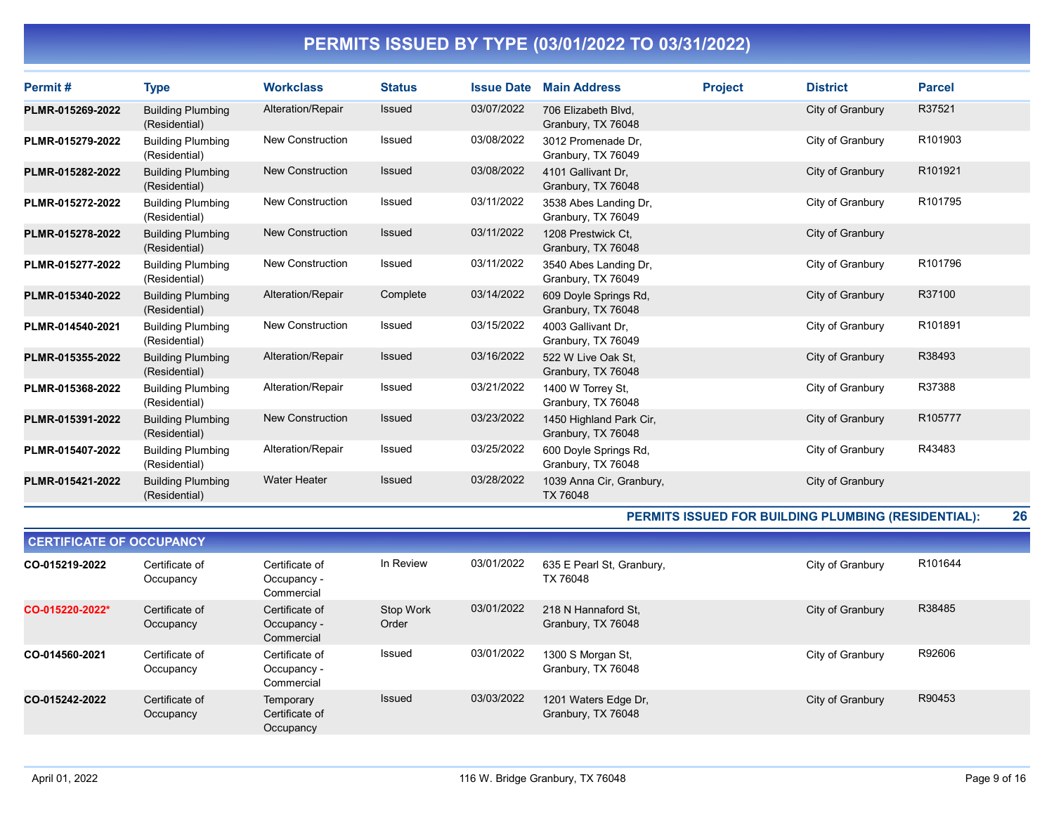# PERMITS ISSUED BY TYPE (03/01/2022 TO 03/31/2022)

| Permit # | Type | Workclass | Status | Issue Date | Main Address | Project | District | Parcel |
|---|---|---|---|---|---|---|---|---|
| **PLMR-015269-2022** | Building Plumbing (Residential) | Alteration/Repair | Issued | 03/07/2022 | 706 Elizabeth Blvd, Granbury, TX 76048 | | City of Granbury | R37521 |
| **PLMR-015279-2022** | Building Plumbing (Residential) | New Construction | Issued | 03/08/2022 | 3012 Promenade Dr, Granbury, TX 76049 | | City of Granbury | R101903 |
| **PLMR-015282-2022** | Building Plumbing (Residential) | New Construction | Issued | 03/08/2022 | 4101 Gallivant Dr, Granbury, TX 76048 | | City of Granbury | R101921 |
| **PLMR-015272-2022** | Building Plumbing (Residential) | New Construction | Issued | 03/11/2022 | 3538 Abes Landing Dr, Granbury, TX 76049 | | City of Granbury | R101795 |
| **PLMR-015278-2022** | Building Plumbing (Residential) | New Construction | Issued | 03/11/2022 | 1208 Prestwick Ct, Granbury, TX 76048 | | City of Granbury | |
| **PLMR-015277-2022** | Building Plumbing (Residential) | New Construction | Issued | 03/11/2022 | 3540 Abes Landing Dr, Granbury, TX 76049 | | City of Granbury | R101796 |
| **PLMR-015340-2022** | Building Plumbing (Residential) | Alteration/Repair | Complete | 03/14/2022 | 609 Doyle Springs Rd, Granbury, TX 76048 | | City of Granbury | R37100 |
| **PLMR-014540-2021** | Building Plumbing (Residential) | New Construction | Issued | 03/15/2022 | 4003 Gallivant Dr, Granbury, TX 76049 | | City of Granbury | R101891 |
| **PLMR-015355-2022** | Building Plumbing (Residential) | Alteration/Repair | Issued | 03/16/2022 | 522 W Live Oak St, Granbury, TX 76048 | | City of Granbury | R38493 |
| **PLMR-015368-2022** | Building Plumbing (Residential) | Alteration/Repair | Issued | 03/21/2022 | 1400 W Torrey St, Granbury, TX 76048 | | City of Granbury | R37388 |
| **PLMR-015391-2022** | Building Plumbing (Residential) | New Construction | Issued | 03/23/2022 | 1450 Highland Park Cir, Granbury, TX 76048 | | City of Granbury | R105777 |
| **PLMR-015407-2022** | Building Plumbing (Residential) | Alteration/Repair | Issued | 03/25/2022 | 600 Doyle Springs Rd, Granbury, TX 76048 | | City of Granbury | R43483 |
| **PLMR-015421-2022** | Building Plumbing (Residential) | Water Heater | Issued | 03/28/2022 | 1039 Anna Cir, Granbury, TX 76048 | | City of Granbury | |

**PERMITS ISSUED FOR BUILDING PLUMBING (RESIDENTIAL): 26**

## CERTIFICATE OF OCCUPANCY

| Permit # | Type | Workclass | Status | Issue Date | Main Address | Project | District | Parcel |
|---|---|---|---|---|---|---|---|---|
| **CO-015219-2022** | Certificate of Occupancy | Certificate of Occupancy - Commercial | In Review | 03/01/2022 | 635 E Pearl St, Granbury, TX 76048 | | City of Granbury | R101644 |
| **CO-015220-2022*** | Certificate of Occupancy | Certificate of Occupancy - Commercial | Stop Work Order | 03/01/2022 | 218 N Hannaford St, Granbury, TX 76048 | | City of Granbury | R38485 |
| **CO-014560-2021** | Certificate of Occupancy | Certificate of Occupancy - Commercial | Issued | 03/01/2022 | 1300 S Morgan St, Granbury, TX 76048 | | City of Granbury | R92606 |
| **CO-015242-2022** | Certificate of Occupancy | Temporary Certificate of Occupancy | Issued | 03/03/2022 | 1201 Waters Edge Dr, Granbury, TX 76048 | | City of Granbury | R90453 |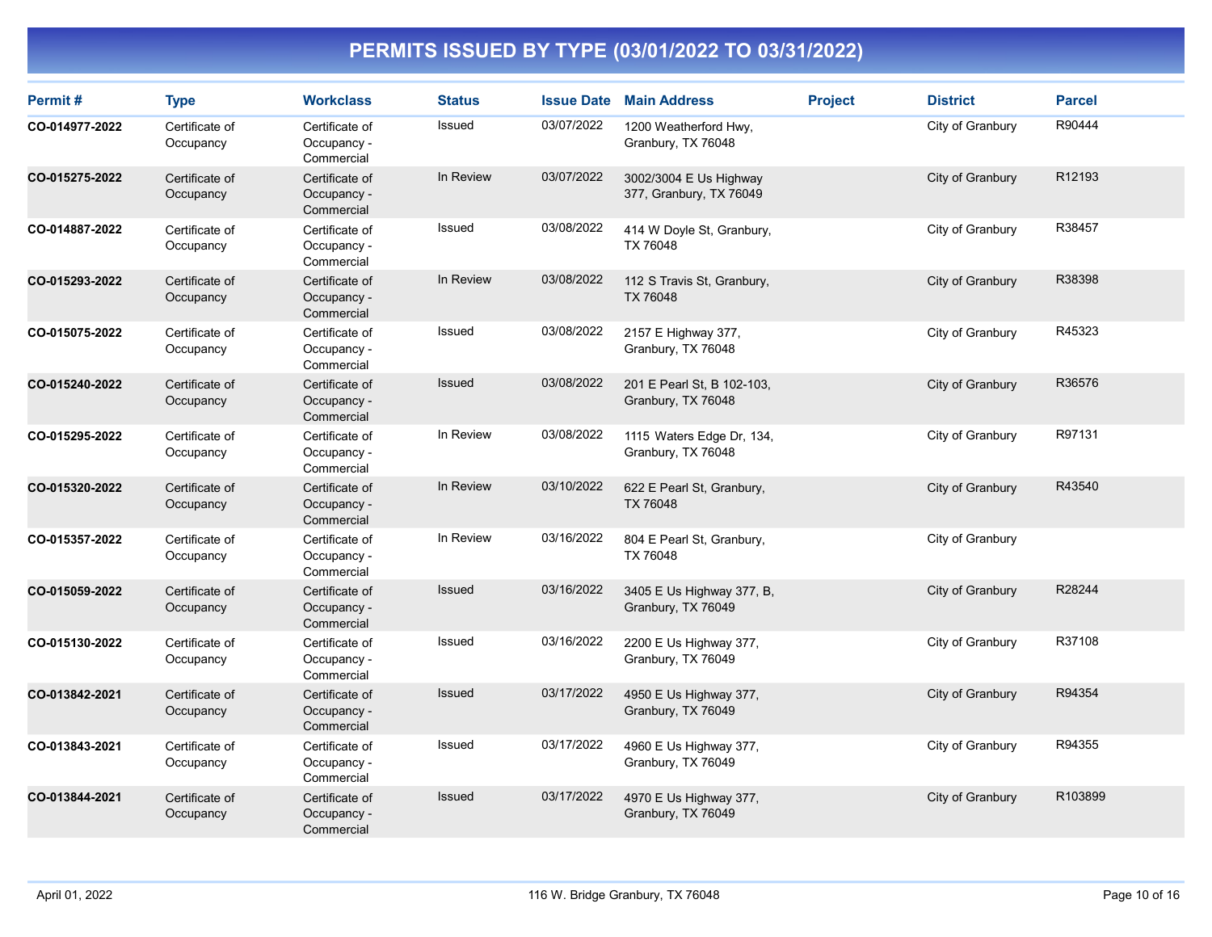# PERMITS ISSUED BY TYPE (03/01/2022 TO 03/31/2022)

| Permit # | Type | Workclass | Status | Issue Date | Main Address | Project | District | Parcel |
|---|---|---|---|---|---|---|---|---|
| **CO-014977-2022** | Certificate of Occupancy | Certificate of Occupancy - Commercial | Issued | 03/07/2022 | 1200 Weatherford Hwy, Granbury, TX 76048 | | City of Granbury | R90444 |
| **CO-015275-2022** | Certificate of Occupancy | Certificate of Occupancy - Commercial | In Review | 03/07/2022 | 3002/3004 E Us Highway 377, Granbury, TX 76049 | | City of Granbury | R12193 |
| **CO-014887-2022** | Certificate of Occupancy | Certificate of Occupancy - Commercial | Issued | 03/08/2022 | 414 W Doyle St, Granbury, TX 76048 | | City of Granbury | R38457 |
| **CO-015293-2022** | Certificate of Occupancy | Certificate of Occupancy - Commercial | In Review | 03/08/2022 | 112 S Travis St, Granbury, TX 76048 | | City of Granbury | R38398 |
| **CO-015075-2022** | Certificate of Occupancy | Certificate of Occupancy - Commercial | Issued | 03/08/2022 | 2157 E Highway 377, Granbury, TX 76048 | | City of Granbury | R45323 |
| **CO-015240-2022** | Certificate of Occupancy | Certificate of Occupancy - Commercial | Issued | 03/08/2022 | 201 E Pearl St, B 102-103, Granbury, TX 76048 | | City of Granbury | R36576 |
| **CO-015295-2022** | Certificate of Occupancy | Certificate of Occupancy - Commercial | In Review | 03/08/2022 | 1115 Waters Edge Dr, 134, Granbury, TX 76048 | | City of Granbury | R97131 |
| **CO-015320-2022** | Certificate of Occupancy | Certificate of Occupancy - Commercial | In Review | 03/10/2022 | 622 E Pearl St, Granbury, TX 76048 | | City of Granbury | R43540 |
| **CO-015357-2022** | Certificate of Occupancy | Certificate of Occupancy - Commercial | In Review | 03/16/2022 | 804 E Pearl St, Granbury, TX 76048 | | City of Granbury | |
| **CO-015059-2022** | Certificate of Occupancy | Certificate of Occupancy - Commercial | Issued | 03/16/2022 | 3405 E Us Highway 377, B, Granbury, TX 76049 | | City of Granbury | R28244 |
| **CO-015130-2022** | Certificate of Occupancy | Certificate of Occupancy - Commercial | Issued | 03/16/2022 | 2200 E Us Highway 377, Granbury, TX 76049 | | City of Granbury | R37108 |
| **CO-013842-2021** | Certificate of Occupancy | Certificate of Occupancy - Commercial | Issued | 03/17/2022 | 4950 E Us Highway 377, Granbury, TX 76049 | | City of Granbury | R94354 |
| **CO-013843-2021** | Certificate of Occupancy | Certificate of Occupancy - Commercial | Issued | 03/17/2022 | 4960 E Us Highway 377, Granbury, TX 76049 | | City of Granbury | R94355 |
| **CO-013844-2021** | Certificate of Occupancy | Certificate of Occupancy - Commercial | Issued | 03/17/2022 | 4970 E Us Highway 377, Granbury, TX 76049 | | City of Granbury | R103899 |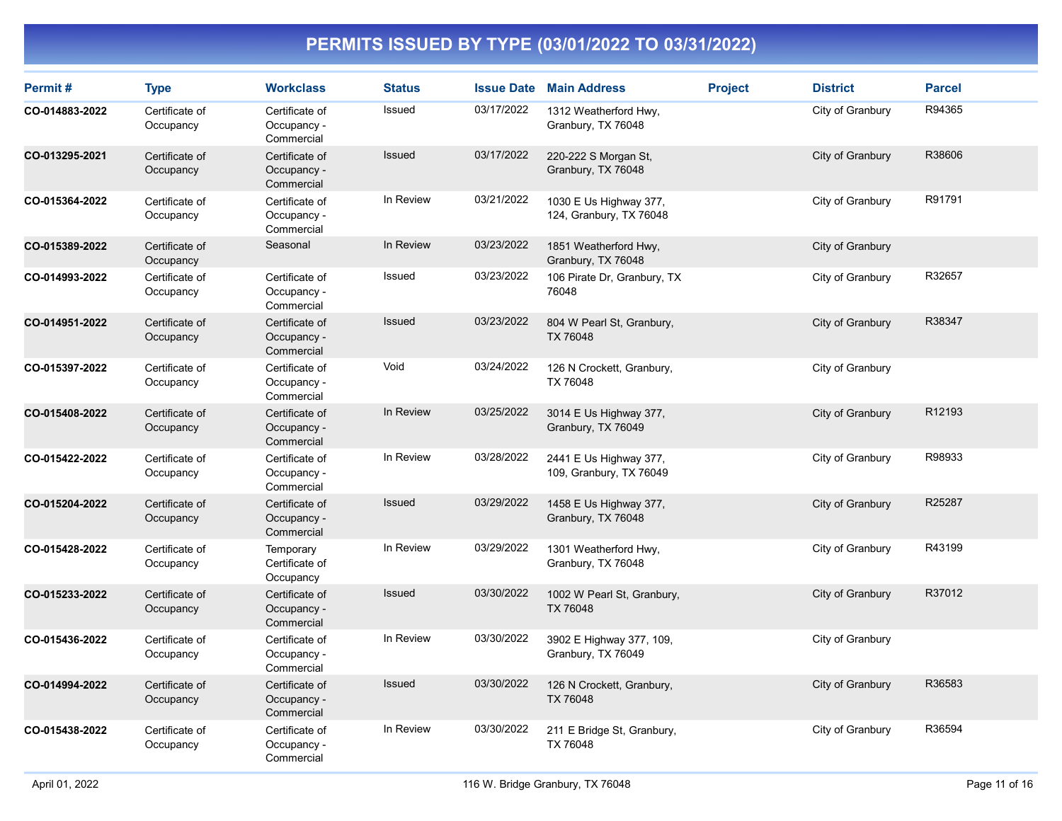# PERMITS ISSUED BY TYPE (03/01/2022 TO 03/31/2022)

| Permit # | Type | Workclass | Status | Issue Date | Main Address | Project | District | Parcel |
|---|---|---|---|---|---|---|---|---|
| **CO-014883-2022** | Certificate of Occupancy | Certificate of Occupancy - Commercial | Issued | 03/17/2022 | 1312 Weatherford Hwy, Granbury, TX 76048 | | City of Granbury | R94365 |
| **CO-013295-2021** | Certificate of Occupancy | Certificate of Occupancy - Commercial | Issued | 03/17/2022 | 220-222 S Morgan St, Granbury, TX 76048 | | City of Granbury | R38606 |
| **CO-015364-2022** | Certificate of Occupancy | Certificate of Occupancy - Commercial | In Review | 03/21/2022 | 1030 E Us Highway 377, 124, Granbury, TX 76048 | | City of Granbury | R91791 |
| **CO-015389-2022** | Certificate of Occupancy | Seasonal | In Review | 03/23/2022 | 1851 Weatherford Hwy, Granbury, TX 76048 | | City of Granbury | |
| **CO-014993-2022** | Certificate of Occupancy | Certificate of Occupancy - Commercial | Issued | 03/23/2022 | 106 Pirate Dr, Granbury, TX 76048 | | City of Granbury | R32657 |
| **CO-014951-2022** | Certificate of Occupancy | Certificate of Occupancy - Commercial | Issued | 03/23/2022 | 804 W Pearl St, Granbury, TX 76048 | | City of Granbury | R38347 |
| **CO-015397-2022** | Certificate of Occupancy | Certificate of Occupancy - Commercial | Void | 03/24/2022 | 126 N Crockett, Granbury, TX 76048 | | City of Granbury | |
| **CO-015408-2022** | Certificate of Occupancy | Certificate of Occupancy - Commercial | In Review | 03/25/2022 | 3014 E Us Highway 377, Granbury, TX 76049 | | City of Granbury | R12193 |
| **CO-015422-2022** | Certificate of Occupancy | Certificate of Occupancy - Commercial | In Review | 03/28/2022 | 2441 E Us Highway 377, 109, Granbury, TX 76049 | | City of Granbury | R98933 |
| **CO-015204-2022** | Certificate of Occupancy | Certificate of Occupancy - Commercial | Issued | 03/29/2022 | 1458 E Us Highway 377, Granbury, TX 76048 | | City of Granbury | R25287 |
| **CO-015428-2022** | Certificate of Occupancy | Temporary Certificate of Occupancy | In Review | 03/29/2022 | 1301 Weatherford Hwy, Granbury, TX 76048 | | City of Granbury | R43199 |
| **CO-015233-2022** | Certificate of Occupancy | Certificate of Occupancy - Commercial | Issued | 03/30/2022 | 1002 W Pearl St, Granbury, TX 76048 | | City of Granbury | R37012 |
| **CO-015436-2022** | Certificate of Occupancy | Certificate of Occupancy - Commercial | In Review | 03/30/2022 | 3902 E Highway 377, 109, Granbury, TX 76049 | | City of Granbury | |
| **CO-014994-2022** | Certificate of Occupancy | Certificate of Occupancy - Commercial | Issued | 03/30/2022 | 126 N Crockett, Granbury, TX 76048 | | City of Granbury | R36583 |
| **CO-015438-2022** | Certificate of Occupancy | Certificate of Occupancy - Commercial | In Review | 03/30/2022 | 211 E Bridge St, Granbury, TX 76048 | | City of Granbury | R36594 |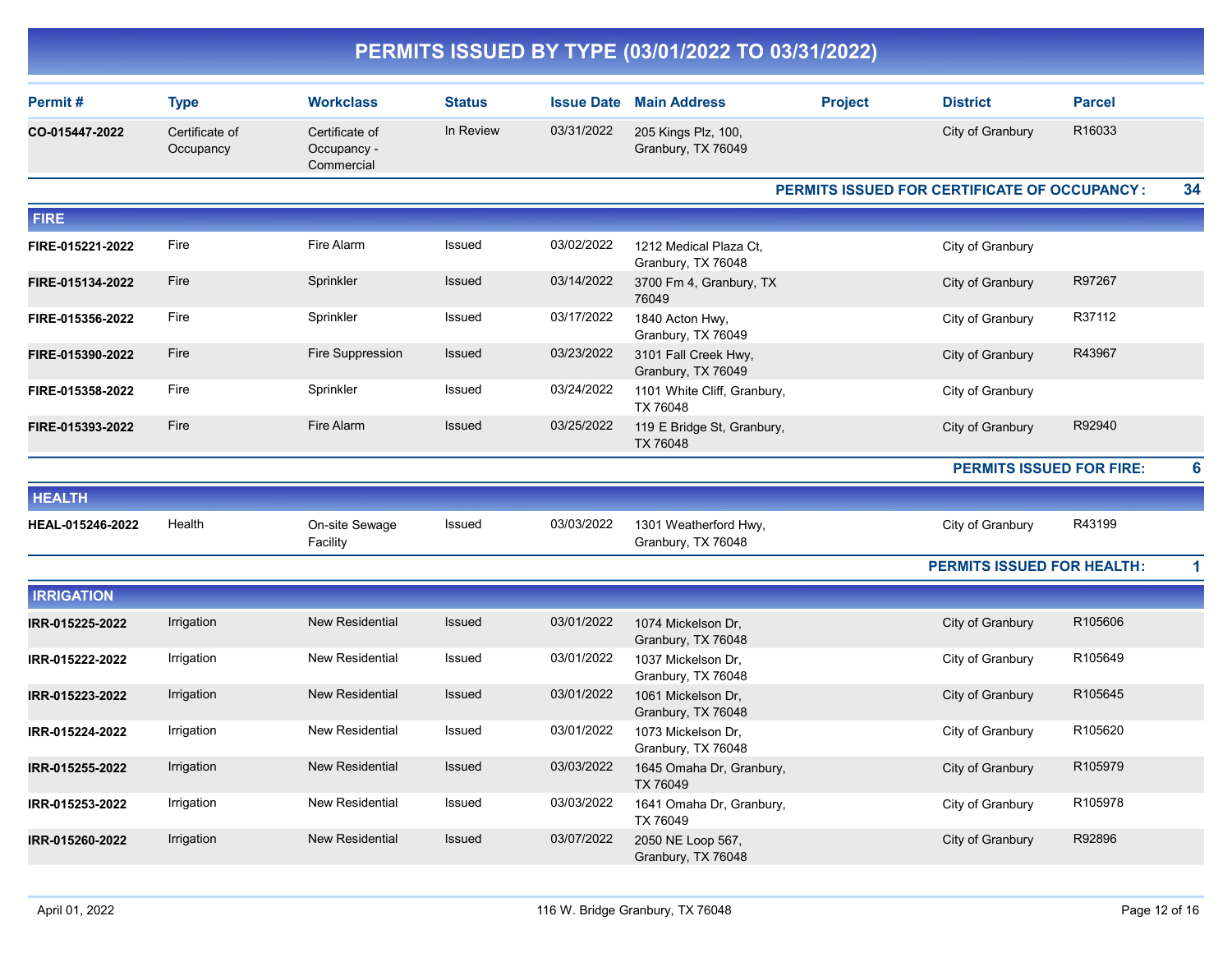# PERMITS ISSUED BY TYPE (03/01/2022 TO 03/31/2022)

| Permit # | Type | Workclass | Status | Issue Date | Main Address | Project | District | Parcel |
|---|---|---|---|---|---|---|---|---|
| CO-015447-2022 | Certificate of Occupancy | Certificate of Occupancy - Commercial | In Review | 03/31/2022 | 205 Kings Plz, 100, Granbury, TX 76049 | | City of Granbury | R16033 |

**PERMITS ISSUED FOR CERTIFICATE OF OCCUPANCY : 34**

## FIRE

| Permit # | Type | Workclass | Status | Issue Date | Main Address | Project | District | Parcel |
|---|---|---|---|---|---|---|---|---|
| FIRE-015221-2022 | Fire | Fire Alarm | Issued | 03/02/2022 | 1212 Medical Plaza Ct, Granbury, TX 76048 | | City of Granbury | |
| FIRE-015134-2022 | Fire | Sprinkler | Issued | 03/14/2022 | 3700 Fm 4, Granbury, TX 76049 | | City of Granbury | R97267 |
| FIRE-015356-2022 | Fire | Sprinkler | Issued | 03/17/2022 | 1840 Acton Hwy, Granbury, TX 76049 | | City of Granbury | R37112 |
| FIRE-015390-2022 | Fire | Fire Suppression | Issued | 03/23/2022 | 3101 Fall Creek Hwy, Granbury, TX 76049 | | City of Granbury | R43967 |
| FIRE-015358-2022 | Fire | Sprinkler | Issued | 03/24/2022 | 1101 White Cliff, Granbury, TX 76048 | | City of Granbury | |
| FIRE-015393-2022 | Fire | Fire Alarm | Issued | 03/25/2022 | 119 E Bridge St, Granbury, TX 76048 | | City of Granbury | R92940 |

**PERMITS ISSUED FOR FIRE: 6**

## HEALTH

| Permit # | Type | Workclass | Status | Issue Date | Main Address | Project | District | Parcel |
|---|---|---|---|---|---|---|---|---|
| HEAL-015246-2022 | Health | On-site Sewage Facility | Issued | 03/03/2022 | 1301 Weatherford Hwy, Granbury, TX 76048 | | City of Granbury | R43199 |

**PERMITS ISSUED FOR HEALTH: 1**

## IRRIGATION

| Permit # | Type | Workclass | Status | Issue Date | Main Address | Project | District | Parcel |
|---|---|---|---|---|---|---|---|---|
| IRR-015225-2022 | Irrigation | New Residential | Issued | 03/01/2022 | 1074 Mickelson Dr, Granbury, TX 76048 | | City of Granbury | R105606 |
| IRR-015222-2022 | Irrigation | New Residential | Issued | 03/01/2022 | 1037 Mickelson Dr, Granbury, TX 76048 | | City of Granbury | R105649 |
| IRR-015223-2022 | Irrigation | New Residential | Issued | 03/01/2022 | 1061 Mickelson Dr, Granbury, TX 76048 | | City of Granbury | R105645 |
| IRR-015224-2022 | Irrigation | New Residential | Issued | 03/01/2022 | 1073 Mickelson Dr, Granbury, TX 76048 | | City of Granbury | R105620 |
| IRR-015255-2022 | Irrigation | New Residential | Issued | 03/03/2022 | 1645 Omaha Dr, Granbury, TX 76049 | | City of Granbury | R105979 |
| IRR-015253-2022 | Irrigation | New Residential | Issued | 03/03/2022 | 1641 Omaha Dr, Granbury, TX 76049 | | City of Granbury | R105978 |
| IRR-015260-2022 | Irrigation | New Residential | Issued | 03/07/2022 | 2050 NE Loop 567, Granbury, TX 76048 | | City of Granbury | R92896 |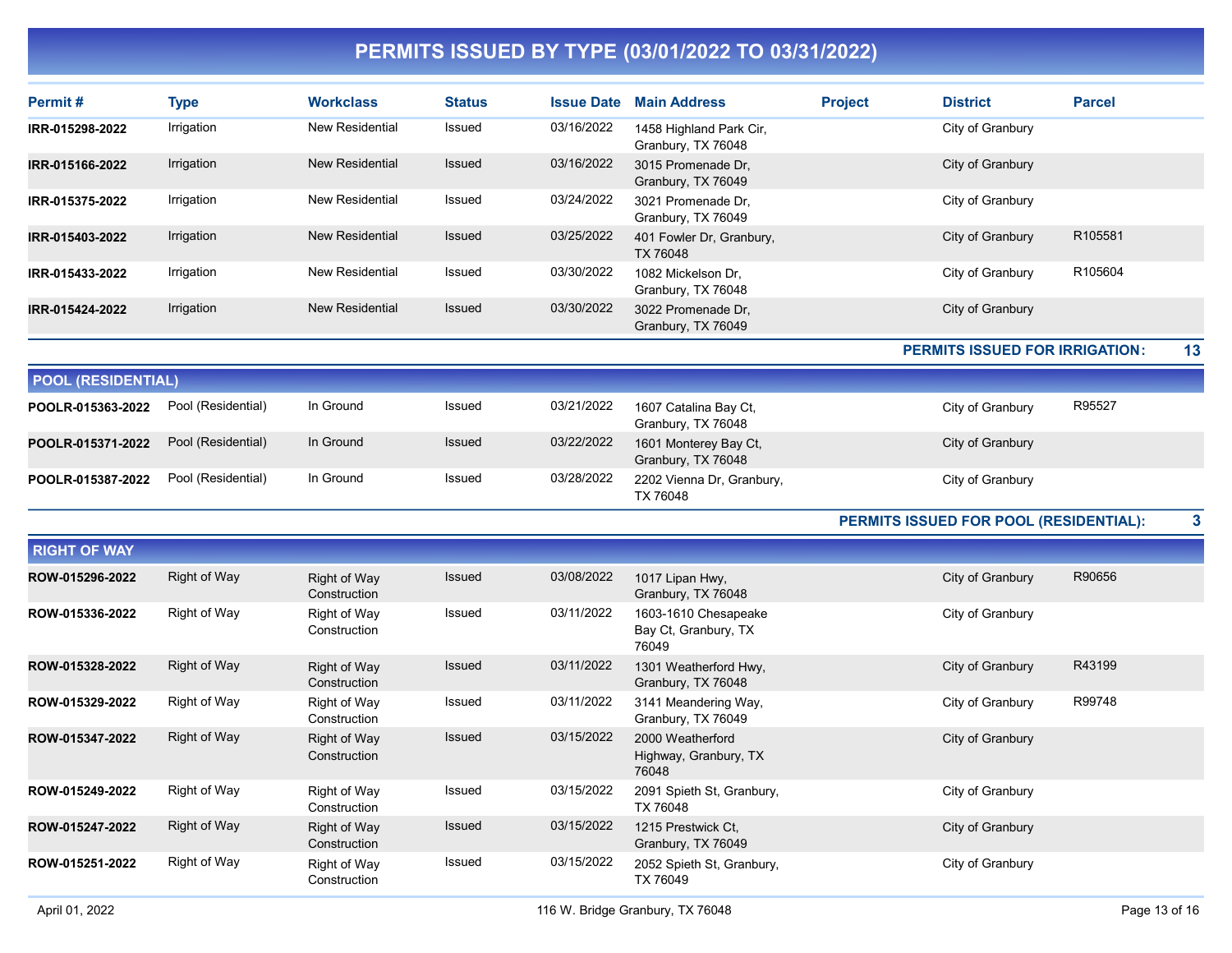# PERMITS ISSUED BY TYPE (03/01/2022 TO 03/31/2022)

| Permit # | Type | Workclass | Status | Issue Date | Main Address | Project | District | Parcel |
|---|---|---|---|---|---|---|---|---|
| IRR-015298-2022 | Irrigation | New Residential | Issued | 03/16/2022 | 1458 Highland Park Cir, Granbury, TX 76048 | | City of Granbury | |
| IRR-015166-2022 | Irrigation | New Residential | Issued | 03/16/2022 | 3015 Promenade Dr, Granbury, TX 76049 | | City of Granbury | |
| IRR-015375-2022 | Irrigation | New Residential | Issued | 03/24/2022 | 3021 Promenade Dr, Granbury, TX 76049 | | City of Granbury | |
| IRR-015403-2022 | Irrigation | New Residential | Issued | 03/25/2022 | 401 Fowler Dr, Granbury, TX 76048 | | City of Granbury | R105581 |
| IRR-015433-2022 | Irrigation | New Residential | Issued | 03/30/2022 | 1082 Mickelson Dr, Granbury, TX 76048 | | City of Granbury | R105604 |
| IRR-015424-2022 | Irrigation | New Residential | Issued | 03/30/2022 | 3022 Promenade Dr, Granbury, TX 76049 | | City of Granbury | |

**PERMITS ISSUED FOR IRRIGATION: 13**

## POOL (RESIDENTIAL)

| Permit # | Type | Workclass | Status | Issue Date | Main Address | Project | District | Parcel |
|---|---|---|---|---|---|---|---|---|
| POOLR-015363-2022 | Pool (Residential) | In Ground | Issued | 03/21/2022 | 1607 Catalina Bay Ct, Granbury, TX 76048 | | City of Granbury | R95527 |
| POOLR-015371-2022 | Pool (Residential) | In Ground | Issued | 03/22/2022 | 1601 Monterey Bay Ct, Granbury, TX 76048 | | City of Granbury | |
| POOLR-015387-2022 | Pool (Residential) | In Ground | Issued | 03/28/2022 | 2202 Vienna Dr, Granbury, TX 76048 | | City of Granbury | |

**PERMITS ISSUED FOR POOL (RESIDENTIAL): 3**

## RIGHT OF WAY

| Permit # | Type | Workclass | Status | Issue Date | Main Address | Project | District | Parcel |
|---|---|---|---|---|---|---|---|---|
| ROW-015296-2022 | Right of Way | Right of Way Construction | Issued | 03/08/2022 | 1017 Lipan Hwy, Granbury, TX 76048 | | City of Granbury | R90656 |
| ROW-015336-2022 | Right of Way | Right of Way Construction | Issued | 03/11/2022 | 1603-1610 Chesapeake Bay Ct, Granbury, TX 76049 | | City of Granbury | |
| ROW-015328-2022 | Right of Way | Right of Way Construction | Issued | 03/11/2022 | 1301 Weatherford Hwy, Granbury, TX 76048 | | City of Granbury | R43199 |
| ROW-015329-2022 | Right of Way | Right of Way Construction | Issued | 03/11/2022 | 3141 Meandering Way, Granbury, TX 76049 | | City of Granbury | R99748 |
| ROW-015347-2022 | Right of Way | Right of Way Construction | Issued | 03/15/2022 | 2000 Weatherford Highway, Granbury, TX 76048 | | City of Granbury | |
| ROW-015249-2022 | Right of Way | Right of Way Construction | Issued | 03/15/2022 | 2091 Spieth St, Granbury, TX 76048 | | City of Granbury | |
| ROW-015247-2022 | Right of Way | Right of Way Construction | Issued | 03/15/2022 | 1215 Prestwick Ct, Granbury, TX 76049 | | City of Granbury | |
| ROW-015251-2022 | Right of Way | Right of Way Construction | Issued | 03/15/2022 | 2052 Spieth St, Granbury, TX 76049 | | City of Granbury | |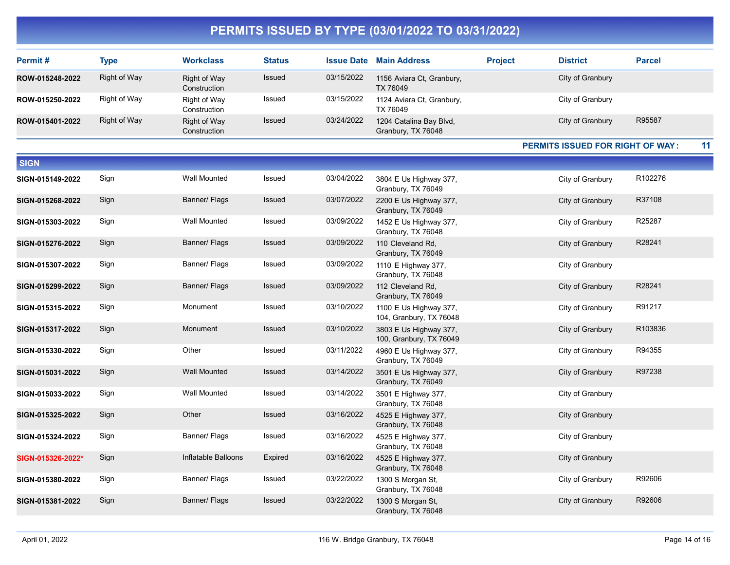# PERMITS ISSUED BY TYPE (03/01/2022 TO 03/31/2022)

| Permit # | Type | Workclass | Status | Issue Date | Main Address | Project | District | Parcel |
|---|---|---|---|---|---|---|---|---|
| ROW-015248-2022 | Right of Way | Right of Way Construction | Issued | 03/15/2022 | 1156 Aviara Ct, Granbury, TX 76049 | | City of Granbury | |
| ROW-015250-2022 | Right of Way | Right of Way Construction | Issued | 03/15/2022 | 1124 Aviara Ct, Granbury, TX 76049 | | City of Granbury | |
| ROW-015401-2022 | Right of Way | Right of Way Construction | Issued | 03/24/2022 | 1204 Catalina Bay Blvd, Granbury, TX 76048 | | City of Granbury | R95587 |

**PERMITS ISSUED FOR RIGHT OF WAY: 11**

## SIGN

| Permit # | Type | Workclass | Status | Issue Date | Main Address | Project | District | Parcel |
|---|---|---|---|---|---|---|---|---|
| SIGN-015149-2022 | Sign | Wall Mounted | Issued | 03/04/2022 | 3804 E Us Highway 377, Granbury, TX 76049 | | City of Granbury | R102276 |
| SIGN-015268-2022 | Sign | Banner/ Flags | Issued | 03/07/2022 | 2200 E Us Highway 377, Granbury, TX 76049 | | City of Granbury | R37108 |
| SIGN-015303-2022 | Sign | Wall Mounted | Issued | 03/09/2022 | 1452 E Us Highway 377, Granbury, TX 76048 | | City of Granbury | R25287 |
| SIGN-015276-2022 | Sign | Banner/ Flags | Issued | 03/09/2022 | 110 Cleveland Rd, Granbury, TX 76049 | | City of Granbury | R28241 |
| SIGN-015307-2022 | Sign | Banner/ Flags | Issued | 03/09/2022 | 1110 E Highway 377, Granbury, TX 76048 | | City of Granbury | |
| SIGN-015299-2022 | Sign | Banner/ Flags | Issued | 03/09/2022 | 112 Cleveland Rd, Granbury, TX 76049 | | City of Granbury | R28241 |
| SIGN-015315-2022 | Sign | Monument | Issued | 03/10/2022 | 1100 E Us Highway 377, 104, Granbury, TX 76048 | | City of Granbury | R91217 |
| SIGN-015317-2022 | Sign | Monument | Issued | 03/10/2022 | 3803 E Us Highway 377, 100, Granbury, TX 76049 | | City of Granbury | R103836 |
| SIGN-015330-2022 | Sign | Other | Issued | 03/11/2022 | 4960 E Us Highway 377, Granbury, TX 76049 | | City of Granbury | R94355 |
| SIGN-015031-2022 | Sign | Wall Mounted | Issued | 03/14/2022 | 3501 E Us Highway 377, Granbury, TX 76049 | | City of Granbury | R97238 |
| SIGN-015033-2022 | Sign | Wall Mounted | Issued | 03/14/2022 | 3501 E Highway 377, Granbury, TX 76048 | | City of Granbury | |
| SIGN-015325-2022 | Sign | Other | Issued | 03/16/2022 | 4525 E Highway 377, Granbury, TX 76048 | | City of Granbury | |
| SIGN-015324-2022 | Sign | Banner/ Flags | Issued | 03/16/2022 | 4525 E Highway 377, Granbury, TX 76048 | | City of Granbury | |
| SIGN-015326-2022* | Sign | Inflatable Balloons | Expired | 03/16/2022 | 4525 E Highway 377, Granbury, TX 76048 | | City of Granbury | |
| SIGN-015380-2022 | Sign | Banner/ Flags | Issued | 03/22/2022 | 1300 S Morgan St, Granbury, TX 76048 | | City of Granbury | R92606 |
| SIGN-015381-2022 | Sign | Banner/ Flags | Issued | 03/22/2022 | 1300 S Morgan St, Granbury, TX 76048 | | City of Granbury | R92606 |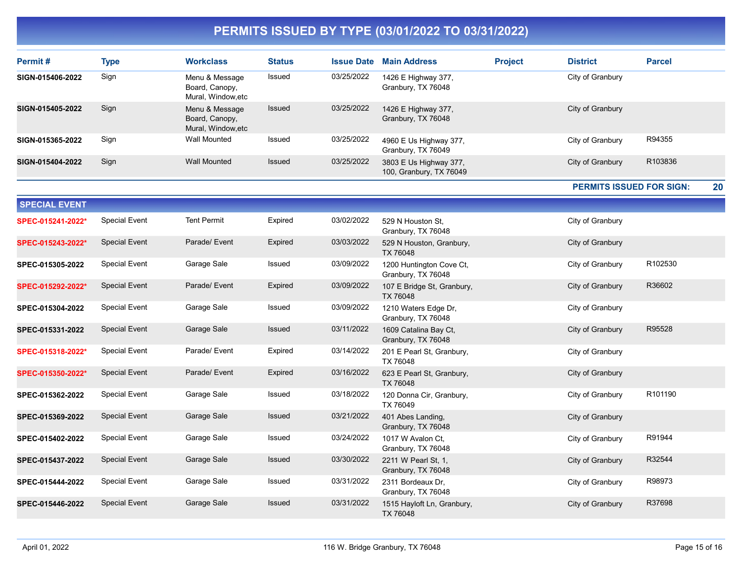# PERMITS ISSUED BY TYPE (03/01/2022 TO 03/31/2022)

| Permit # | Type | Workclass | Status | Issue Date | Main Address | Project | District | Parcel |
|---|---|---|---|---|---|---|---|---|
| SIGN-015406-2022 | Sign | Menu & Message Board, Canopy, Mural, Window,etc | Issued | 03/25/2022 | 1426 E Highway 377, Granbury, TX 76048 | | City of Granbury | |
| SIGN-015405-2022 | Sign | Menu & Message Board, Canopy, Mural, Window,etc | Issued | 03/25/2022 | 1426 E Highway 377, Granbury, TX 76048 | | City of Granbury | |
| SIGN-015365-2022 | Sign | Wall Mounted | Issued | 03/25/2022 | 4960 E Us Highway 377, Granbury, TX 76049 | | City of Granbury | R94355 |
| SIGN-015404-2022 | Sign | Wall Mounted | Issued | 03/25/2022 | 3803 E Us Highway 377, 100, Granbury, TX 76049 | | City of Granbury | R103836 |

**PERMITS ISSUED FOR SIGN: 20**

## SPECIAL EVENT

| Permit # | Type | Workclass | Status | Issue Date | Main Address | Project | District | Parcel |
|---|---|---|---|---|---|---|---|---|
| SPEC-015241-2022* | Special Event | Tent Permit | Expired | 03/02/2022 | 529 N Houston St, Granbury, TX 76048 | | City of Granbury | |
| SPEC-015243-2022* | Special Event | Parade/ Event | Expired | 03/03/2022 | 529 N Houston, Granbury, TX 76048 | | City of Granbury | |
| SPEC-015305-2022 | Special Event | Garage Sale | Issued | 03/09/2022 | 1200 Huntington Cove Ct, Granbury, TX 76048 | | City of Granbury | R102530 |
| SPEC-015292-2022* | Special Event | Parade/ Event | Expired | 03/09/2022 | 107 E Bridge St, Granbury, TX 76048 | | City of Granbury | R36602 |
| SPEC-015304-2022 | Special Event | Garage Sale | Issued | 03/09/2022 | 1210 Waters Edge Dr, Granbury, TX 76048 | | City of Granbury | |
| SPEC-015331-2022 | Special Event | Garage Sale | Issued | 03/11/2022 | 1609 Catalina Bay Ct, Granbury, TX 76048 | | City of Granbury | R95528 |
| SPEC-015318-2022* | Special Event | Parade/ Event | Expired | 03/14/2022 | 201 E Pearl St, Granbury, TX 76048 | | City of Granbury | |
| SPEC-015350-2022* | Special Event | Parade/ Event | Expired | 03/16/2022 | 623 E Pearl St, Granbury, TX 76048 | | City of Granbury | |
| SPEC-015362-2022 | Special Event | Garage Sale | Issued | 03/18/2022 | 120 Donna Cir, Granbury, TX 76049 | | City of Granbury | R101190 |
| SPEC-015369-2022 | Special Event | Garage Sale | Issued | 03/21/2022 | 401 Abes Landing, Granbury, TX 76048 | | City of Granbury | |
| SPEC-015402-2022 | Special Event | Garage Sale | Issued | 03/24/2022 | 1017 W Avalon Ct, Granbury, TX 76048 | | City of Granbury | R91944 |
| SPEC-015437-2022 | Special Event | Garage Sale | Issued | 03/30/2022 | 2211 W Pearl St, 1, Granbury, TX 76048 | | City of Granbury | R32544 |
| SPEC-015444-2022 | Special Event | Garage Sale | Issued | 03/31/2022 | 2311 Bordeaux Dr, Granbury, TX 76048 | | City of Granbury | R98973 |
| SPEC-015446-2022 | Special Event | Garage Sale | Issued | 03/31/2022 | 1515 Hayloft Ln, Granbury, TX 76048 | | City of Granbury | R37698 |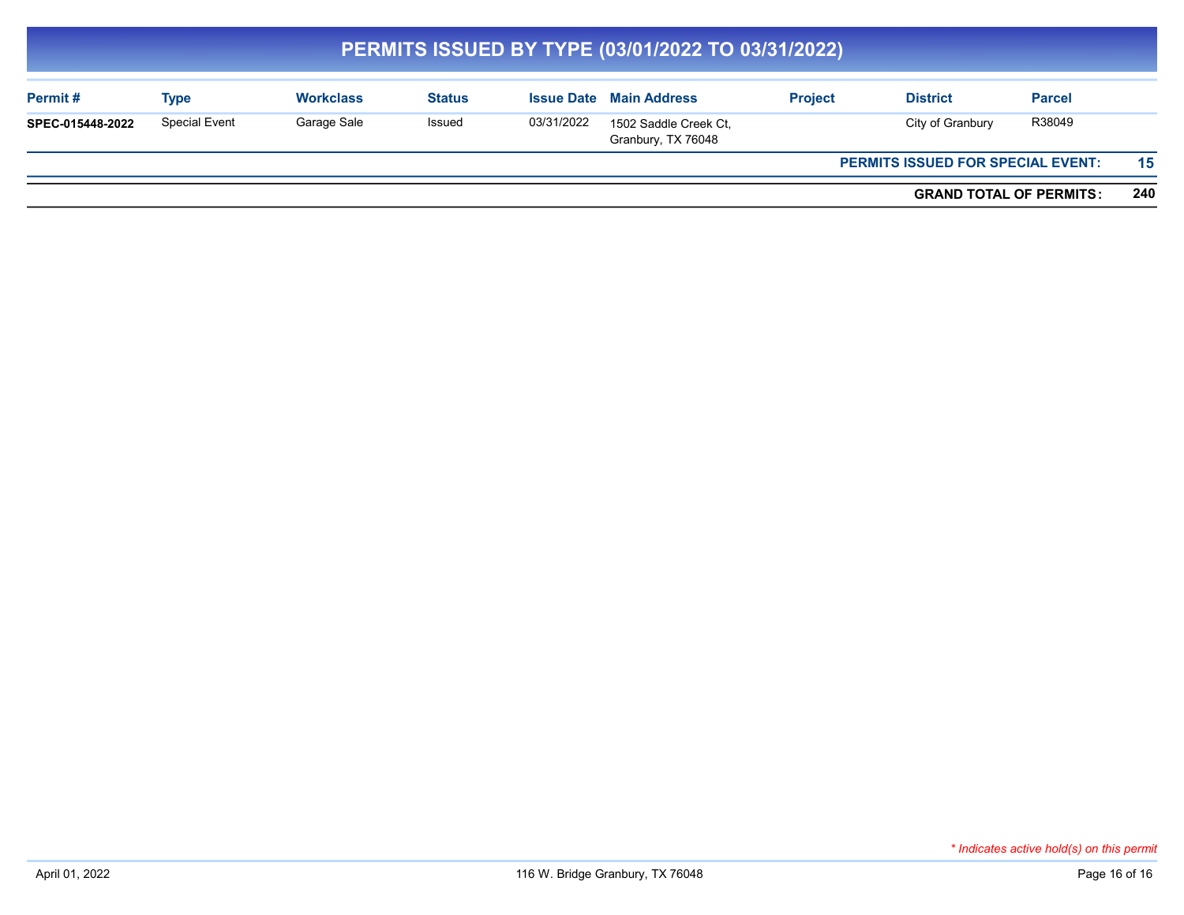# PERMITS ISSUED BY TYPE (03/01/2022 TO 03/31/2022)

| Permit # | Type | Workclass | Status | Issue Date | Main Address | Project | District | Parcel |
|---|---|---|---|---|---|---|---|---|
| **SPEC-015448-2022** | Special Event | Garage Sale | Issued | 03/31/2022 | 1502 Saddle Creek Ct, Granbury, TX 76048 | | City of Granbury | R38049 |

**PERMITS ISSUED FOR SPECIAL EVENT: 15**

**GRAND TOTAL OF PERMITS: 240**

*\* Indicates active hold(s) on this permit*

April 01, 2022 | 116 W. Bridge Granbury, TX 76048